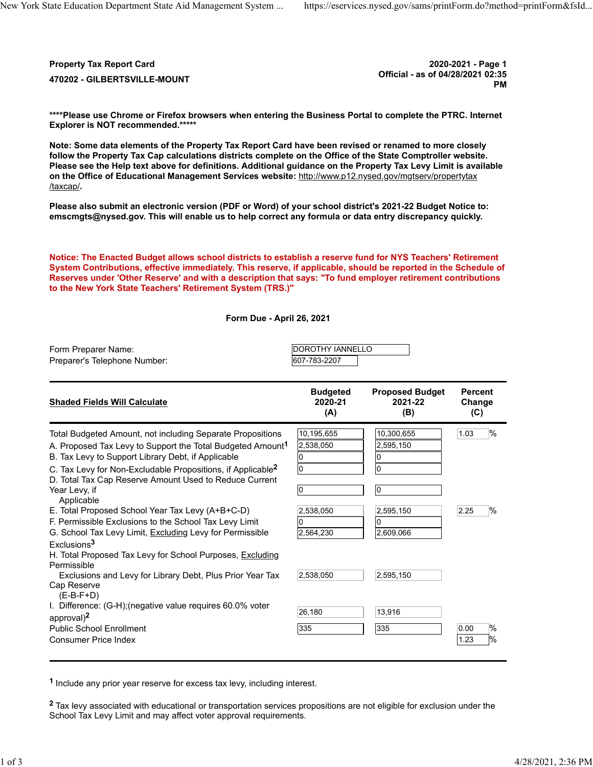**Property Tax Report Card**

**470202 - GILBERTSVILLE-MOUNT**

**2020-2021 - Page 1**
**Official - as of 04/28/2021 02:35 PM**

**\*\*\*\*Please use Chrome or Firefox browsers when entering the Business Portal to complete the PTRC. Internet Explorer is NOT recommended.\*\*\*\*\***

**Note: Some data elements of the Property Tax Report Card have been revised or renamed to more closely follow the Property Tax Cap calculations districts complete on the Office of the State Comptroller website. Please see the Help text above for definitions. Additional guidance on the Property Tax Levy Limit is available on the Office of Educational Management Services website: http://www.p12.nysed.gov/mgtserv/propertytax/taxcap/.**

**Please also submit an electronic version (PDF or Word) of your school district's 2021-22 Budget Notice to: emscmgts@nysed.gov. This will enable us to help correct any formula or data entry discrepancy quickly.**

**Notice: The Enacted Budget allows school districts to establish a reserve fund for NYS Teachers' Retirement System Contributions, effective immediately. This reserve, if applicable, should be reported in the Schedule of Reserves under 'Other Reserve' and with a description that says: "To fund employer retirement contributions to the New York State Teachers' Retirement System (TRS.)"**

**Form Due - April 26, 2021**

Form Preparer Name: DOROTHY IANNELLO
Preparer's Telephone Number: 607-783-2207

| **Shaded Fields Will Calculate** | **Budgeted 2020-21 (A)** | **Proposed Budget 2021-22 (B)** | **Percent Change (C)** |
|---|---|---|---|
| Total Budgeted Amount, not including Separate Propositions | 10,195,655 | 10,300,655 | 1.03 % |
| A. Proposed Tax Levy to Support the Total Budgeted Amount[1] | 2,538,050 | 2,595,150 | |
| B. Tax Levy to Support Library Debt, if Applicable | 0 | 0 | |
| C. Tax Levy for Non-Excludable Propositions, if Applicable[2] | 0 | 0 | |
| D. Total Tax Cap Reserve Amount Used to Reduce Current Year Levy, if Applicable | 0 | 0 | |
| E. Total Proposed School Year Tax Levy (A+B+C-D) | 2,538,050 | 2,595,150 | 2.25 % |
| F. Permissible Exclusions to the School Tax Levy Limit | 0 | 0 | |
| G. School Tax Levy Limit, Excluding Levy for Permissible Exclusions[3] | 2,564,230 | 2,609,066 | |
| H. Total Proposed Tax Levy for School Purposes, Excluding Permissible Exclusions and Levy for Library Debt, Plus Prior Year Tax Cap Reserve (E-B-F+D) | 2,538,050 | 2,595,150 | |
| I. Difference: (G-H);(negative value requires 60.0% voter approval)[2] | 26,180 | 13,916 | |
| Public School Enrollment | 335 | 335 | 0.00 % |
| Consumer Price Index | | | 1.23 % |

[1] Include any prior year reserve for excess tax levy, including interest.

[2] Tax levy associated with educational or transportation services propositions are not eligible for exclusion under the School Tax Levy Limit and may affect voter approval requirements.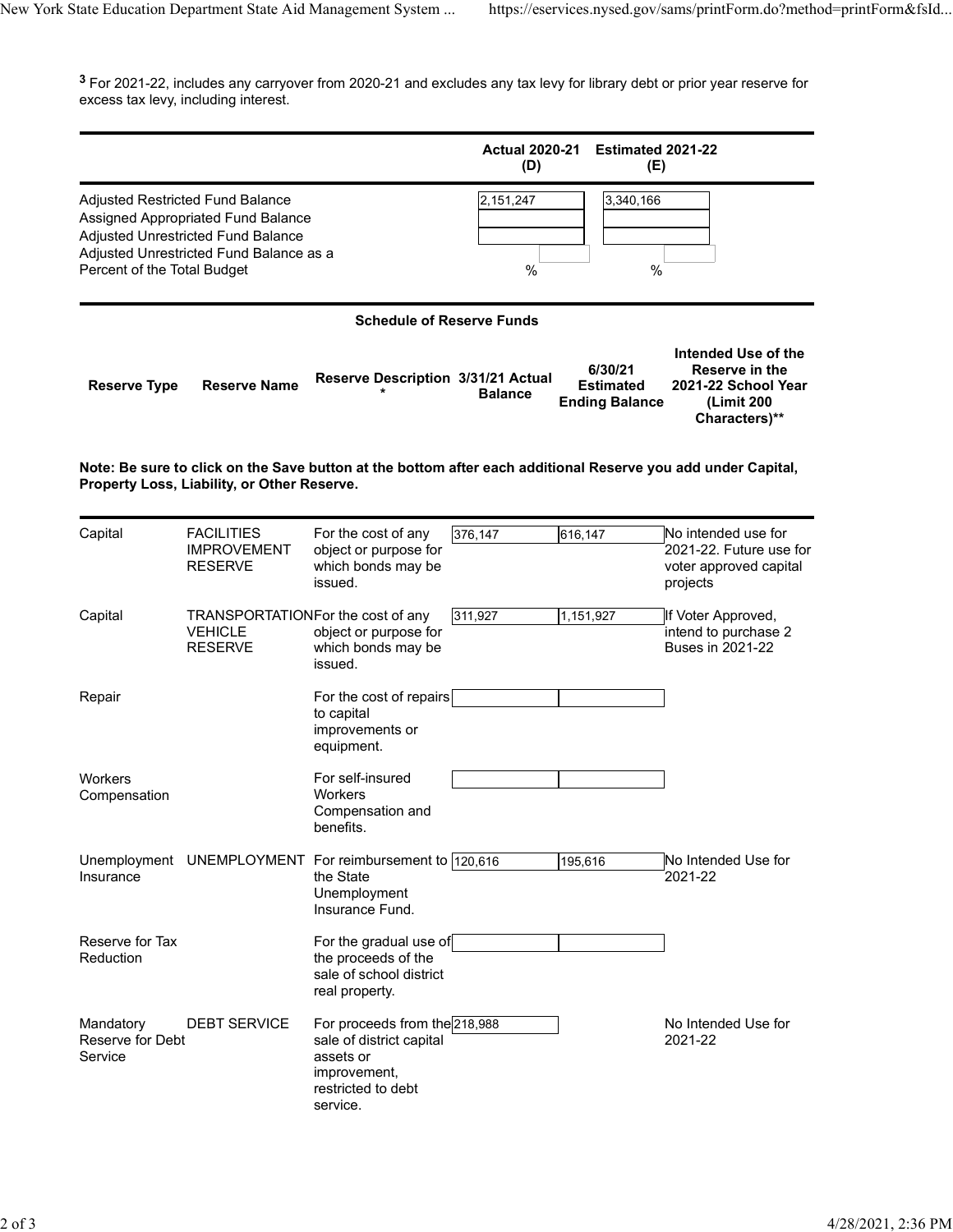[3] For 2021-22, includes any carryover from 2020-21 and excludes any tax levy for library debt or prior year reserve for excess tax levy, including interest.

| | Actual 2020-21 (D) | Estimated 2021-22 (E) |
|---|---|---|
| Adjusted Restricted Fund Balance | 2,151,247 | 3,340,166 |
| Assigned Appropriated Fund Balance | | |
| Adjusted Unrestricted Fund Balance | | |
| Adjusted Unrestricted Fund Balance as a Percent of the Total Budget | % | % |

### Schedule of Reserve Funds

**Note: Be sure to click on the Save button at the bottom after each additional Reserve you add under Capital, Property Loss, Liability, or Other Reserve.**

| Reserve Type | Reserve Name | Reserve Description * | 3/31/21 Actual Balance | 6/30/21 Estimated Ending Balance | Intended Use of the Reserve in the 2021-22 School Year (Limit 200 Characters)** |
|---|---|---|---|---|---|
| Capital | FACILITIES IMPROVEMENT RESERVE | For the cost of any object or purpose for which bonds may be issued. | 376,147 | 616,147 | No intended use for 2021-22. Future use for voter approved capital projects |
| Capital | TRANSPORTATION VEHICLE RESERVE | For the cost of any object or purpose for which bonds may be issued. | 311,927 | 1,151,927 | If Voter Approved, intend to purchase 2 Buses in 2021-22 |
| Repair | | For the cost of repairs to capital improvements or equipment. | | | |
| Workers Compensation | | For self-insured Workers Compensation and benefits. | | | |
| Unemployment Insurance | UNEMPLOYMENT | For reimbursement to the State Unemployment Insurance Fund. | 120,616 | 195,616 | No Intended Use for 2021-22 |
| Reserve for Tax Reduction | | For the gradual use of the proceeds of the sale of school district real property. | | | |
| Mandatory Reserve for Debt Service | DEBT SERVICE | For proceeds from the sale of district capital assets or improvement, restricted to debt service. | 218,988 | | No Intended Use for 2021-22 |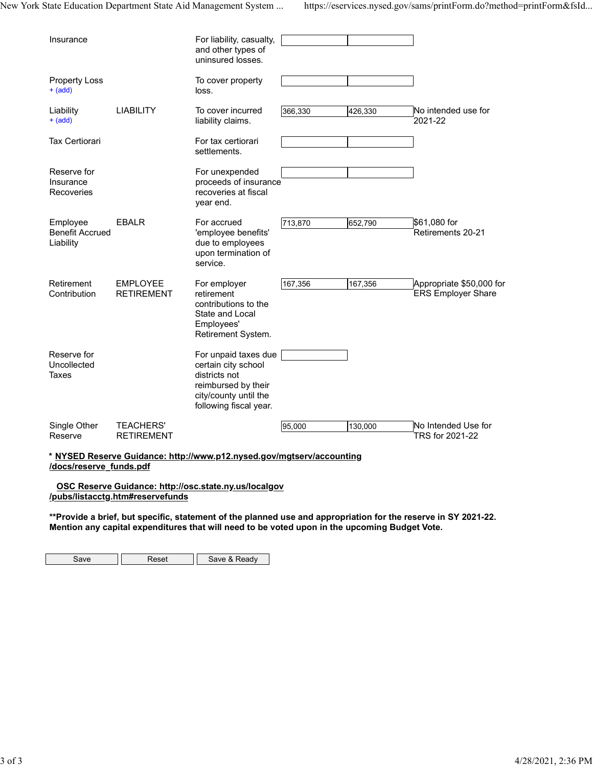| | | | | | |
|---|---|---|---|---|---|
| Insurance | | For liability, casualty, and other types of uninsured losses. | | | |
| Property Loss + (add) | | To cover property loss. | | | |
| Liability + (add) | LIABILITY | To cover incurred liability claims. | 366,330 | 426,330 | No intended use for 2021-22 |
| Tax Certiorari | | For tax certiorari settlements. | | | |
| Reserve for Insurance Recoveries | | For unexpended proceeds of insurance recoveries at fiscal year end. | | | |
| Employee Benefit Accrued Liability | EBALR | For accrued 'employee benefits' due to employees upon termination of service. | 713,870 | 652,790 | $61,080 for Retirements 20-21 |
| Retirement Contribution | EMPLOYEE RETIREMENT | For employer retirement contributions to the State and Local Employees' Retirement System. | 167,356 | 167,356 | Appropriate $50,000 for ERS Employer Share |
| Reserve for Uncollected Taxes | | For unpaid taxes due certain city school districts not reimbursed by their city/county until the following fiscal year. | | | |
| Single Other Reserve | TEACHERS' RETIREMENT | | 95,000 | 130,000 | No Intended Use for TRS for 2021-22 |

**\* NYSED Reserve Guidance: http://www.p12.nysed.gov/mgtserv/accounting/docs/reserve_funds.pdf**

**OSC Reserve Guidance: http://osc.state.ny.us/localgov/pubs/listacctg.htm#reservefunds**

**\*\*Provide a brief, but specific, statement of the planned use and appropriation for the reserve in SY 2021-22. Mention any capital expenditures that will need to be voted upon in the upcoming Budget Vote.**

Save | Reset | Save & Ready